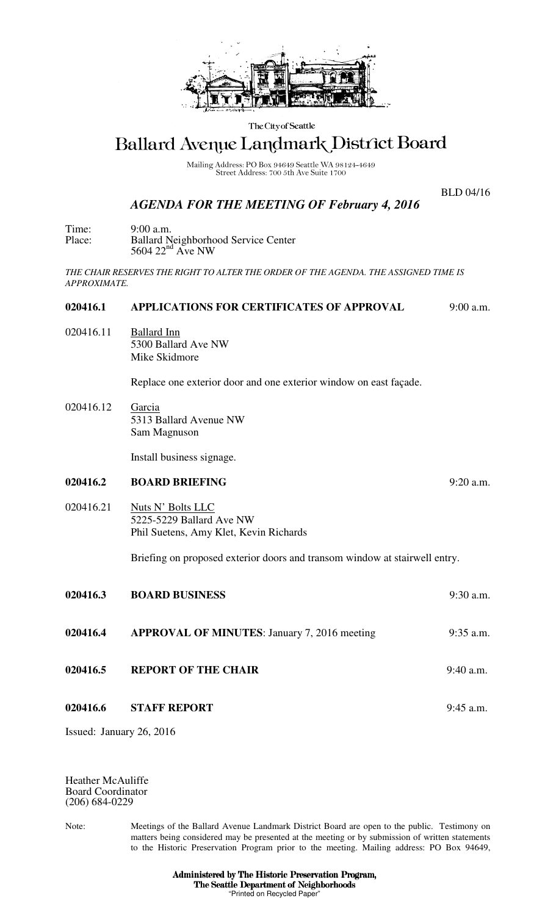The City of Seattle

# Ballard Avenue Landmark District Board

Mailing Address: PO Box 94649 Seattle WA 98124-4649
Street Address: 700 5th Ave Suite 1700

BLD 04/16

## *AGENDA FOR THE MEETING OF February 4, 2016*

Time: 9:00 a.m.
Place: Ballard Neighborhood Service Center
5604 22nd Ave NW

*THE CHAIR RESERVES THE RIGHT TO ALTER THE ORDER OF THE AGENDA. THE ASSIGNED TIME IS APPROXIMATE.*

**020416.1 APPLICATIONS FOR CERTIFICATES OF APPROVAL** 9:00 a.m.

020416.11 Ballard Inn
5300 Ballard Ave NW
Mike Skidmore

Replace one exterior door and one exterior window on east façade.

020416.12 Garcia
5313 Ballard Avenue NW
Sam Magnuson

Install business signage.

**020416.2 BOARD BRIEFING** 9:20 a.m.

020416.21 Nuts N' Bolts LLC
5225-5229 Ballard Ave NW
Phil Suetens, Amy Klet, Kevin Richards

Briefing on proposed exterior doors and transom window at stairwell entry.

**020416.3 BOARD BUSINESS** 9:30 a.m.

**020416.4 APPROVAL OF MINUTES**: January 7, 2016 meeting 9:35 a.m.

**020416.5 REPORT OF THE CHAIR** 9:40 a.m.

**020416.6 STAFF REPORT** 9:45 a.m.

Issued: January 26, 2016

Heather McAuliffe
Board Coordinator
(206) 684-0229

Note: Meetings of the Ballard Avenue Landmark District Board are open to the public. Testimony on matters being considered may be presented at the meeting or by submission of written statements to the Historic Preservation Program prior to the meeting. Mailing address: PO Box 94649,

**Administered by The Historic Preservation Program,**
**The Seattle Department of Neighborhoods**
"Printed on Recycled Paper"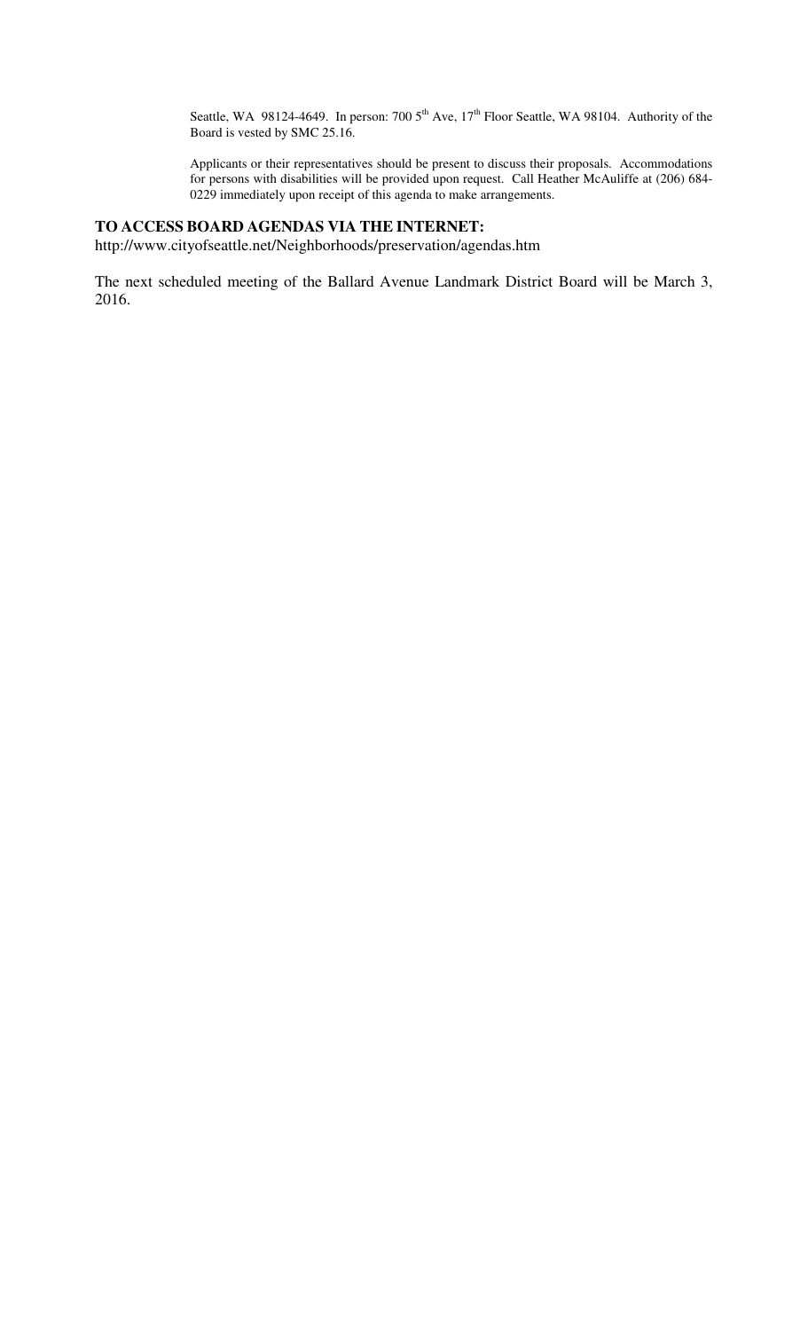Seattle, WA 98124-4649. In person: 700 5th Ave, 17th Floor Seattle, WA 98104. Authority of the Board is vested by SMC 25.16.

Applicants or their representatives should be present to discuss their proposals. Accommodations for persons with disabilities will be provided upon request. Call Heather McAuliffe at (206) 684-0229 immediately upon receipt of this agenda to make arrangements.

**TO ACCESS BOARD AGENDAS VIA THE INTERNET:**

http://www.cityofseattle.net/Neighborhoods/preservation/agendas.htm

The next scheduled meeting of the Ballard Avenue Landmark District Board will be March 3, 2016.